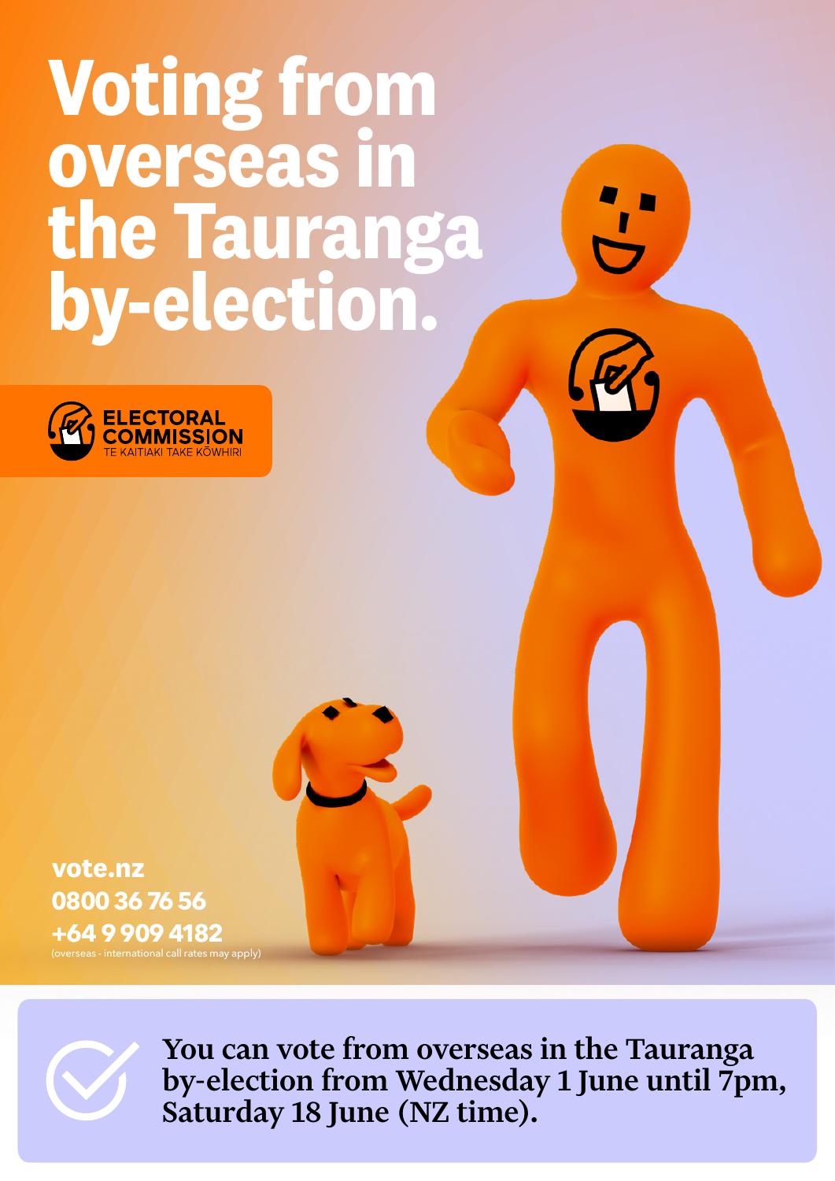# Voting from overseas in the Tauranga by-election.

ELECTORAL COMMISSION
TE KAITIAKI TAKE KŌWHIRI

vote.nz
0800 36 76 56
+64 9 909 4182
(overseas - international call rates may apply)

**You can vote from overseas in the Tauranga by-election from Wednesday 1 June until 7pm, Saturday 18 June (NZ time).**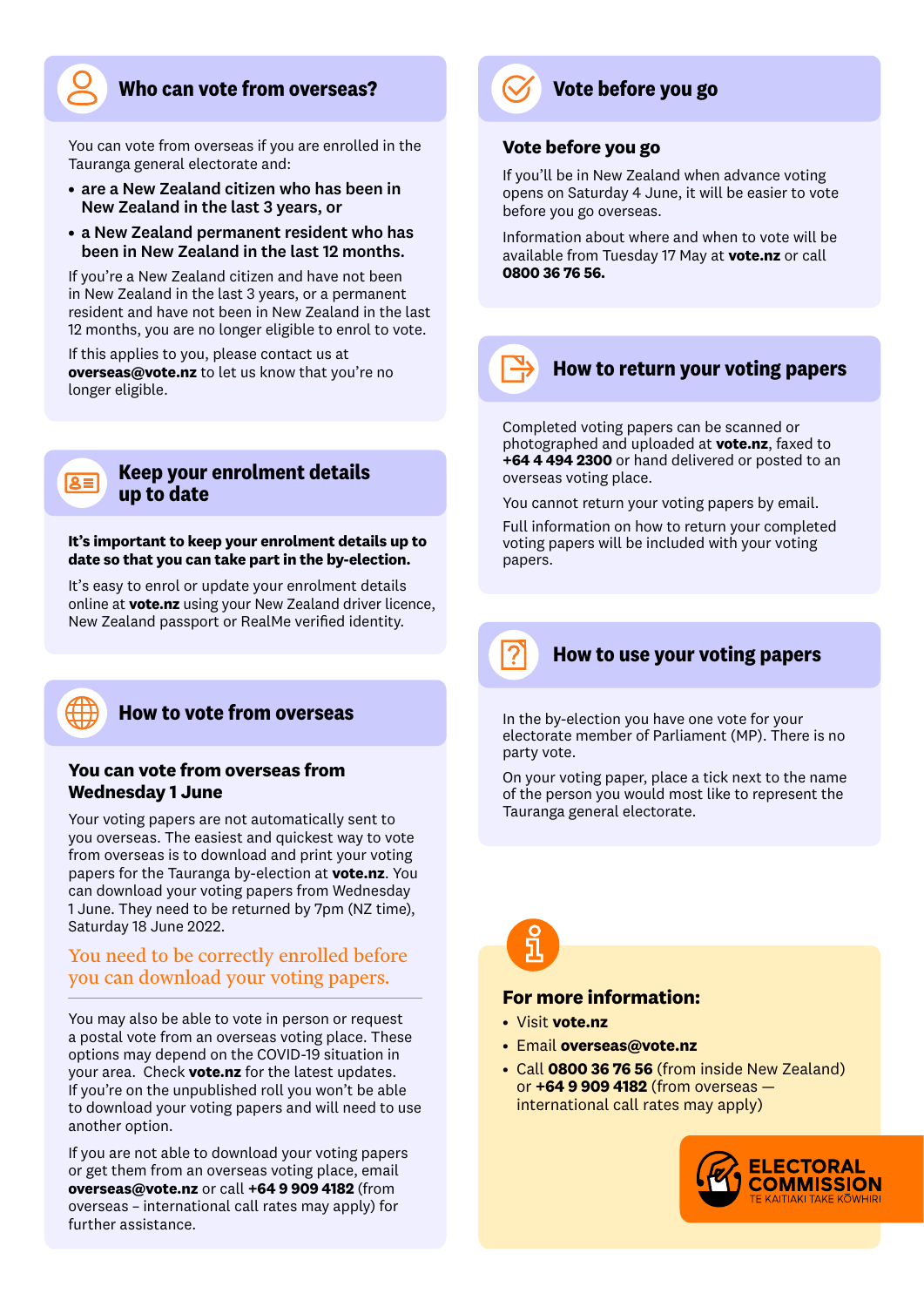## Who can vote from overseas?

You can vote from overseas if you are enrolled in the Tauranga general electorate and:

- **are a New Zealand citizen who has been in New Zealand in the last 3 years, or**
- **a New Zealand permanent resident who has been in New Zealand in the last 12 months.**

If you're a New Zealand citizen and have not been in New Zealand in the last 3 years, or a permanent resident and have not been in New Zealand in the last 12 months, you are no longer eligible to enrol to vote.

If this applies to you, please contact us at **overseas@vote.nz** to let us know that you're no longer eligible.

## Keep your enrolment details up to date

**It's important to keep your enrolment details up to date so that you can take part in the by-election.**

It's easy to enrol or update your enrolment details online at **vote.nz** using your New Zealand driver licence, New Zealand passport or RealMe verified identity.

## How to vote from overseas

### You can vote from overseas from Wednesday 1 June

Your voting papers are not automatically sent to you overseas. The easiest and quickest way to vote from overseas is to download and print your voting papers for the Tauranga by-election at **vote.nz**. You can download your voting papers from Wednesday 1 June. They need to be returned by 7pm (NZ time), Saturday 18 June 2022.

You need to be correctly enrolled before you can download your voting papers.

You may also be able to vote in person or request a postal vote from an overseas voting place. These options may depend on the COVID-19 situation in your area. Check **vote.nz** for the latest updates. If you're on the unpublished roll you won't be able to download your voting papers and will need to use another option.

If you are not able to download your voting papers or get them from an overseas voting place, email **overseas@vote.nz** or call **+64 9 909 4182** (from overseas – international call rates may apply) for further assistance.

## Vote before you go

### Vote before you go

If you'll be in New Zealand when advance voting opens on Saturday 4 June, it will be easier to vote before you go overseas.

Information about where and when to vote will be available from Tuesday 17 May at **vote.nz** or call **0800 36 76 56.**

## How to return your voting papers

Completed voting papers can be scanned or photographed and uploaded at **vote.nz**, faxed to **+64 4 494 2300** or hand delivered or posted to an overseas voting place.

You cannot return your voting papers by email.

Full information on how to return your completed voting papers will be included with your voting papers.

## How to use your voting papers

In the by-election you have one vote for your electorate member of Parliament (MP). There is no party vote.

On your voting paper, place a tick next to the name of the person you would most like to represent the Tauranga general electorate.

### For more information:

- Visit **vote.nz**
- Email **overseas@vote.nz**
- Call **0800 36 76 56** (from inside New Zealand) or **+64 9 909 4182** (from overseas — international call rates may apply)

ELECTORAL COMMISSION
TE KAITIAKI TAKE KŌWHIRI